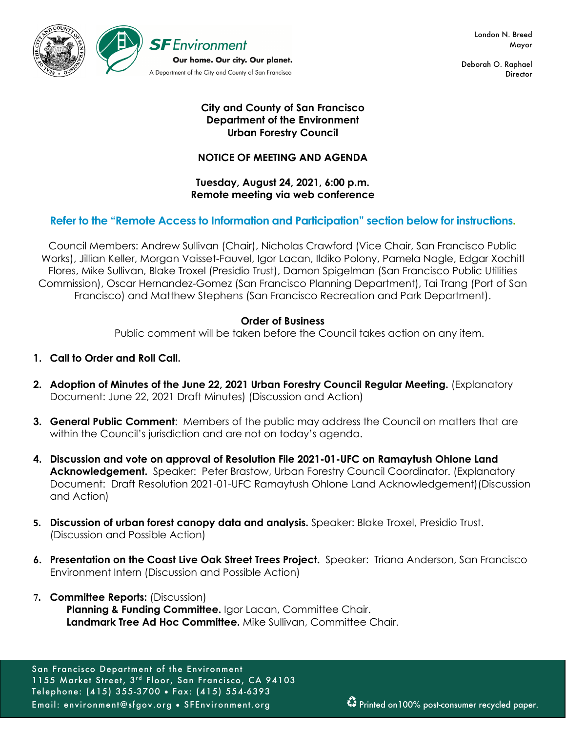SF Environment

Our home. Our city. Our planet.

A Department of the City and County of San Francisco

London N. Breed
Mayor

Deborah O. Raphael
Director

**City and County of San Francisco**
**Department of the Environment**
**Urban Forestry Council**

**NOTICE OF MEETING AND AGENDA**

**Tuesday, August 24, 2021, 6:00 p.m.**
**Remote meeting via web conference**

**Refer to the "Remote Access to Information and Participation" section below for instructions.**

Council Members: Andrew Sullivan (Chair), Nicholas Crawford (Vice Chair, San Francisco Public Works), Jillian Keller, Morgan Vaisset-Fauvel, Igor Lacan, Ildiko Polony, Pamela Nagle, Edgar Xochitl Flores, Mike Sullivan, Blake Troxel (Presidio Trust), Damon Spigelman (San Francisco Public Utilities Commission), Oscar Hernandez-Gomez (San Francisco Planning Department), Tai Trang (Port of San Francisco) and Matthew Stephens (San Francisco Recreation and Park Department).

**Order of Business**

Public comment will be taken before the Council takes action on any item.

1. **Call to Order and Roll Call.**

2. **Adoption of Minutes of the June 22, 2021 Urban Forestry Council Regular Meeting.** (Explanatory Document: June 22, 2021 Draft Minutes) (Discussion and Action)

3. **General Public Comment**: Members of the public may address the Council on matters that are within the Council's jurisdiction and are not on today's agenda.

4. **Discussion and vote on approval of Resolution File 2021-01-UFC on Ramaytush Ohlone Land Acknowledgement.** Speaker: Peter Brastow, Urban Forestry Council Coordinator. (Explanatory Document: Draft Resolution 2021-01-UFC Ramaytush Ohlone Land Acknowledgement)(Discussion and Action)

5. **Discussion of urban forest canopy data and analysis.** Speaker: Blake Troxel, Presidio Trust. (Discussion and Possible Action)

6. **Presentation on the Coast Live Oak Street Trees Project.** Speaker: Triana Anderson, San Francisco Environment Intern (Discussion and Possible Action)

7. **Committee Reports:** (Discussion)
   **Planning & Funding Committee.** Igor Lacan, Committee Chair.
   **Landmark Tree Ad Hoc Committee.** Mike Sullivan, Committee Chair.

San Francisco Department of the Environment
1155 Market Street, 3rd Floor, San Francisco, CA 94103
Telephone: (415) 355-3700 • Fax: (415) 554-6393
Email: environment@sfgov.org • SFEnvironment.org

Printed on100% post-consumer recycled paper.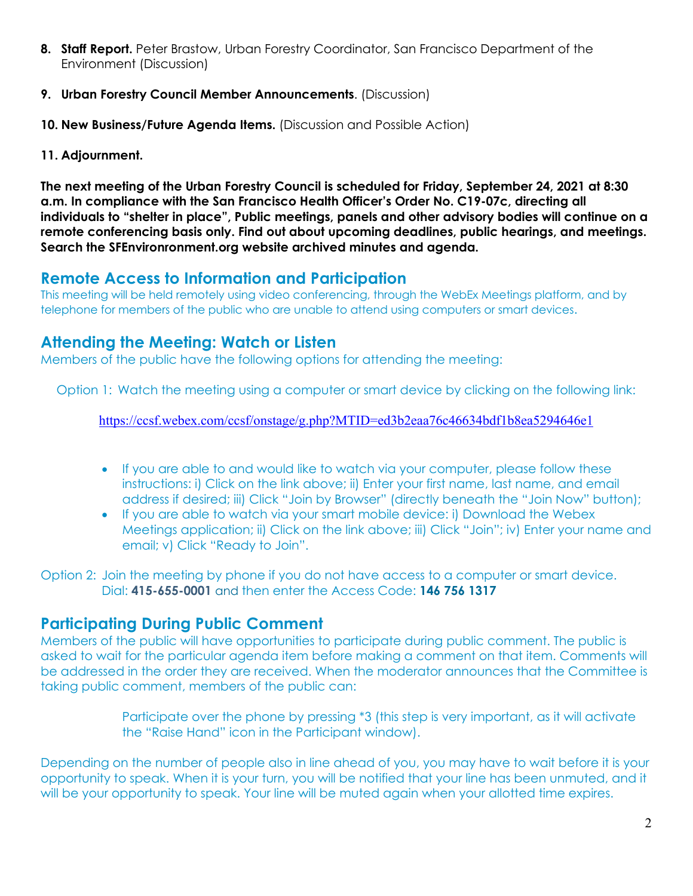8. **Staff Report.** Peter Brastow, Urban Forestry Coordinator, San Francisco Department of the Environment (Discussion)

9. **Urban Forestry Council Member Announcements**. (Discussion)

10. **New Business/Future Agenda Items.** (Discussion and Possible Action)

11. **Adjournment.**

**The next meeting of the Urban Forestry Council is scheduled for Friday, September 24, 2021 at 8:30 a.m. In compliance with the San Francisco Health Officer's Order No. C19-07c, directing all individuals to "shelter in place", Public meetings, panels and other advisory bodies will continue on a remote conferencing basis only. Find out about upcoming deadlines, public hearings, and meetings. Search the SFEnvironronment.org website archived minutes and agenda.**

## Remote Access to Information and Participation

This meeting will be held remotely using video conferencing, through the WebEx Meetings platform, and by telephone for members of the public who are unable to attend using computers or smart devices.

## Attending the Meeting: Watch or Listen

Members of the public have the following options for attending the meeting:

Option 1: Watch the meeting using a computer or smart device by clicking on the following link:

https://ccsf.webex.com/ccsf/onstage/g.php?MTID=ed3b2eaa76c46634bdf1b8ea5294646e1

- If you are able to and would like to watch via your computer, please follow these instructions: i) Click on the link above; ii) Enter your first name, last name, and email address if desired; iii) Click "Join by Browser" (directly beneath the "Join Now" button);
- If you are able to watch via your smart mobile device: i) Download the Webex Meetings application; ii) Click on the link above; iii) Click "Join"; iv) Enter your name and email; v) Click "Ready to Join".

Option 2: Join the meeting by phone if you do not have access to a computer or smart device. Dial: **415-655-0001** and then enter the Access Code: **146 756 1317**

## Participating During Public Comment

Members of the public will have opportunities to participate during public comment. The public is asked to wait for the particular agenda item before making a comment on that item. Comments will be addressed in the order they are received. When the moderator announces that the Committee is taking public comment, members of the public can:

Participate over the phone by pressing *3 (this step is very important, as it will activate the "Raise Hand" icon in the Participant window).

Depending on the number of people also in line ahead of you, you may have to wait before it is your opportunity to speak. When it is your turn, you will be notified that your line has been unmuted, and it will be your opportunity to speak. Your line will be muted again when your allotted time expires.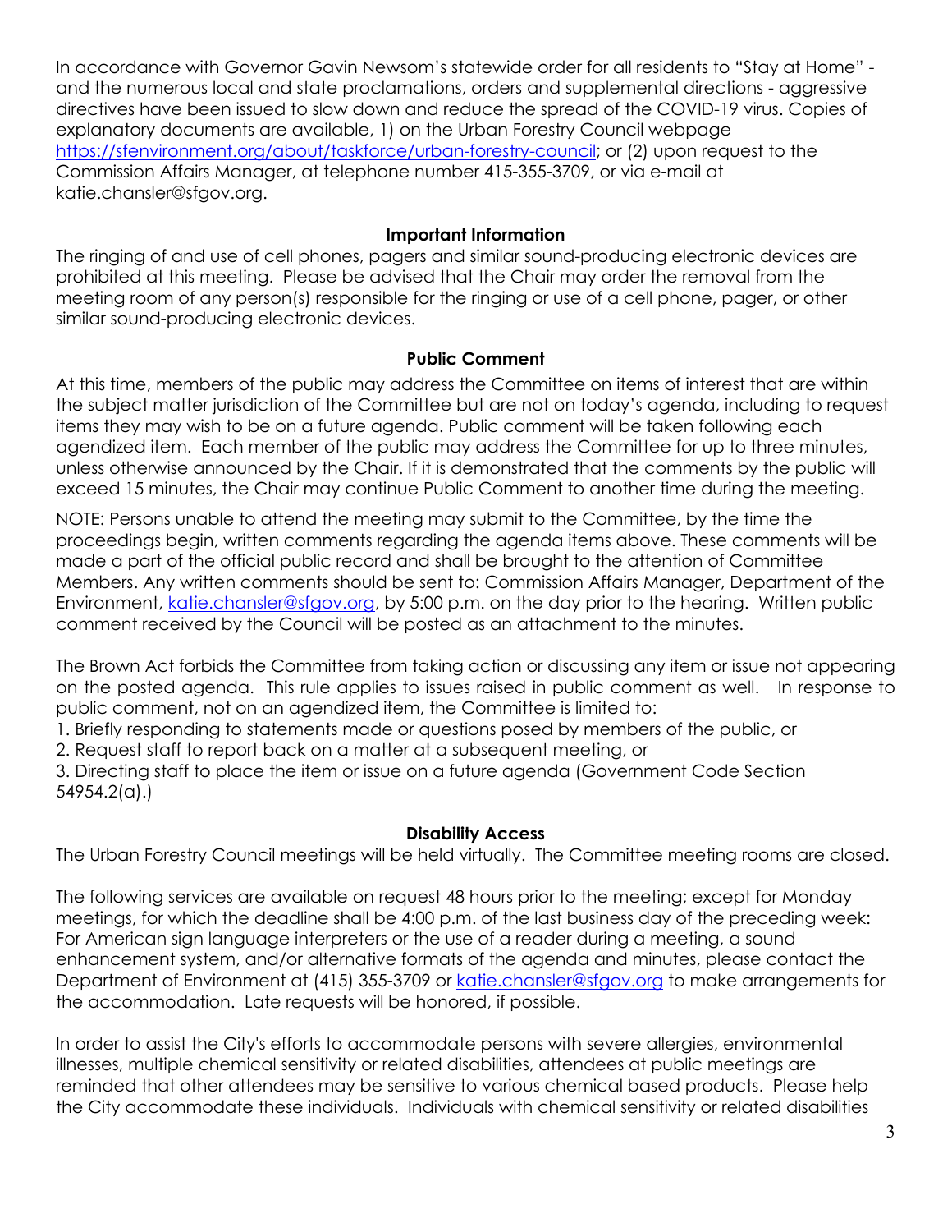In accordance with Governor Gavin Newsom's statewide order for all residents to "Stay at Home" - and the numerous local and state proclamations, orders and supplemental directions - aggressive directives have been issued to slow down and reduce the spread of the COVID-19 virus. Copies of explanatory documents are available, 1) on the Urban Forestry Council webpage https://sfenvironment.org/about/taskforce/urban-forestry-council; or (2) upon request to the Commission Affairs Manager, at telephone number 415-355-3709, or via e-mail at katie.chansler@sfgov.org.

**Important Information**

The ringing of and use of cell phones, pagers and similar sound-producing electronic devices are prohibited at this meeting. Please be advised that the Chair may order the removal from the meeting room of any person(s) responsible for the ringing or use of a cell phone, pager, or other similar sound-producing electronic devices.

**Public Comment**

At this time, members of the public may address the Committee on items of interest that are within the subject matter jurisdiction of the Committee but are not on today's agenda, including to request items they may wish to be on a future agenda. Public comment will be taken following each agendized item. Each member of the public may address the Committee for up to three minutes, unless otherwise announced by the Chair. If it is demonstrated that the comments by the public will exceed 15 minutes, the Chair may continue Public Comment to another time during the meeting.

NOTE: Persons unable to attend the meeting may submit to the Committee, by the time the proceedings begin, written comments regarding the agenda items above. These comments will be made a part of the official public record and shall be brought to the attention of Committee Members. Any written comments should be sent to: Commission Affairs Manager, Department of the Environment, katie.chansler@sfgov.org, by 5:00 p.m. on the day prior to the hearing. Written public comment received by the Council will be posted as an attachment to the minutes.

The Brown Act forbids the Committee from taking action or discussing any item or issue not appearing on the posted agenda. This rule applies to issues raised in public comment as well. In response to public comment, not on an agendized item, the Committee is limited to:

1. Briefly responding to statements made or questions posed by members of the public, or
2. Request staff to report back on a matter at a subsequent meeting, or
3. Directing staff to place the item or issue on a future agenda (Government Code Section 54954.2(a).)

**Disability Access**

The Urban Forestry Council meetings will be held virtually. The Committee meeting rooms are closed.

The following services are available on request 48 hours prior to the meeting; except for Monday meetings, for which the deadline shall be 4:00 p.m. of the last business day of the preceding week: For American sign language interpreters or the use of a reader during a meeting, a sound enhancement system, and/or alternative formats of the agenda and minutes, please contact the Department of Environment at (415) 355-3709 or katie.chansler@sfgov.org to make arrangements for the accommodation. Late requests will be honored, if possible.

In order to assist the City's efforts to accommodate persons with severe allergies, environmental illnesses, multiple chemical sensitivity or related disabilities, attendees at public meetings are reminded that other attendees may be sensitive to various chemical based products. Please help the City accommodate these individuals. Individuals with chemical sensitivity or related disabilities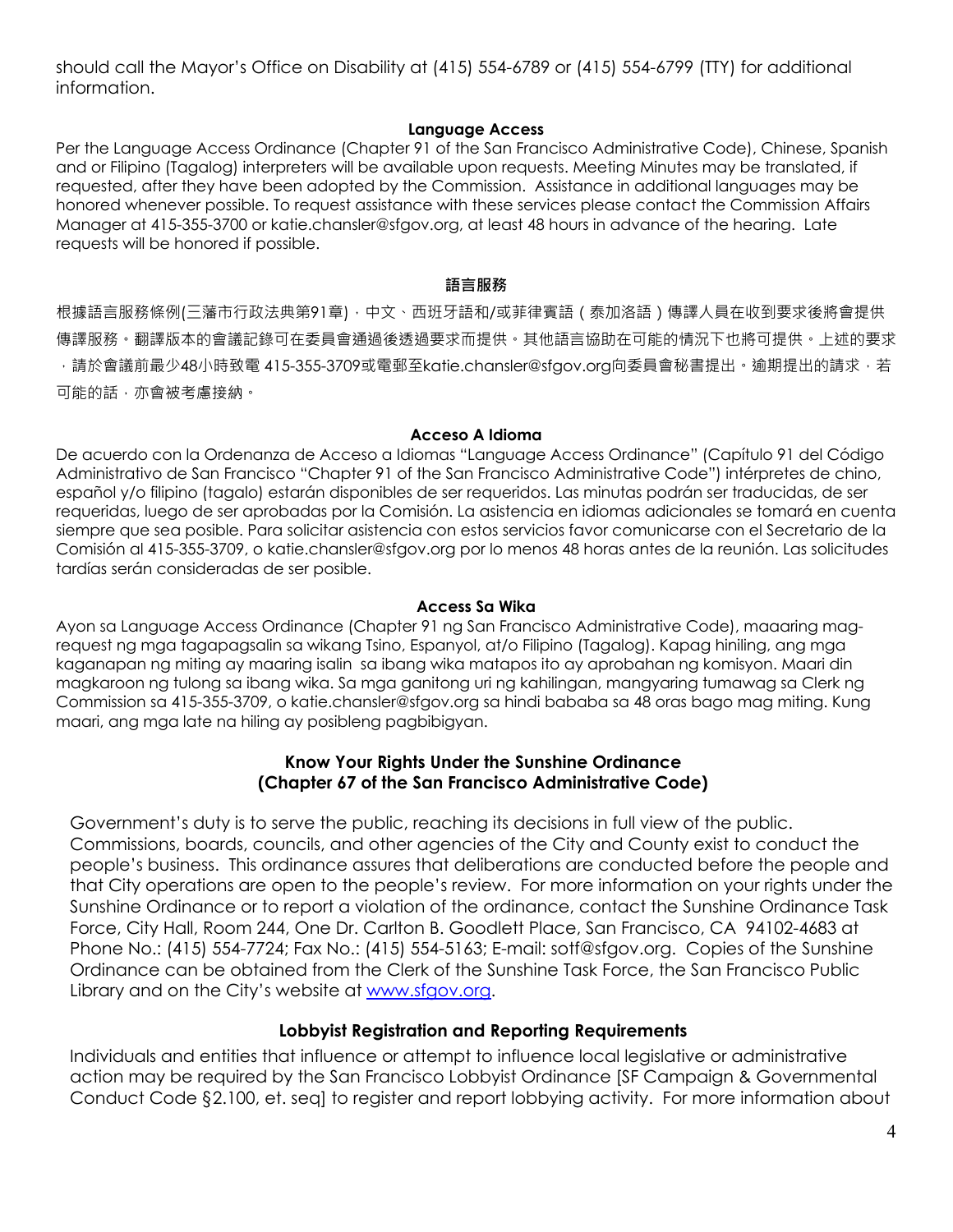should call the Mayor's Office on Disability at (415) 554-6789 or (415) 554-6799 (TTY) for additional information.

**Language Access**

Per the Language Access Ordinance (Chapter 91 of the San Francisco Administrative Code), Chinese, Spanish and or Filipino (Tagalog) interpreters will be available upon requests. Meeting Minutes may be translated, if requested, after they have been adopted by the Commission. Assistance in additional languages may be honored whenever possible. To request assistance with these services please contact the Commission Affairs Manager at 415-355-3700 or katie.chansler@sfgov.org, at least 48 hours in advance of the hearing. Late requests will be honored if possible.

**語言服務**

根據語言服務條例(三藩市行政法典第91章)，中文、西班牙語和/或菲律賓語（泰加洛語）傳譯人員在收到要求後將會提供傳譯服務。翻譯版本的會議記錄可在委員會通過後透過要求而提供。其他語言協助在可能的情況下也將可提供。上述的要求，請於會議前最少48小時致電 415-355-3709或電郵至katie.chansler@sfgov.org向委員會秘書提出。逾期提出的請求，若可能的話，亦會被考慮接納。

**Acceso A Idioma**

De acuerdo con la Ordenanza de Acceso a Idiomas "Language Access Ordinance" (Capítulo 91 del Código Administrativo de San Francisco "Chapter 91 of the San Francisco Administrative Code") intérpretes de chino, español y/o filipino (tagalo) estarán disponibles de ser requeridos. Las minutas podrán ser traducidas, de ser requeridas, luego de ser aprobadas por la Comisión. La asistencia en idiomas adicionales se tomará en cuenta siempre que sea posible. Para solicitar asistencia con estos servicios favor comunicarse con el Secretario de la Comisión al 415-355-3709, o katie.chansler@sfgov.org por lo menos 48 horas antes de la reunión. Las solicitudes tardías serán consideradas de ser posible.

**Access Sa Wika**

Ayon sa Language Access Ordinance (Chapter 91 ng San Francisco Administrative Code), maaaring mag-request ng mga tagapagsalin sa wikang Tsino, Espanyol, at/o Filipino (Tagalog). Kapag hiniling, ang mga kaganapan ng miting ay maaring isalin sa ibang wika matapos ito ay aprobahan ng komisyon. Maari din magkaroon ng tulong sa ibang wika. Sa mga ganitong uri ng kahilingan, mangyaring tumawag sa Clerk ng Commission sa 415-355-3709, o katie.chansler@sfgov.org sa hindi bababa sa 48 oras bago mag miting. Kung maari, ang mga late na hiling ay posibleng pagbibigyan.

**Know Your Rights Under the Sunshine Ordinance**
**(Chapter 67 of the San Francisco Administrative Code)**

Government's duty is to serve the public, reaching its decisions in full view of the public. Commissions, boards, councils, and other agencies of the City and County exist to conduct the people's business. This ordinance assures that deliberations are conducted before the people and that City operations are open to the people's review. For more information on your rights under the Sunshine Ordinance or to report a violation of the ordinance, contact the Sunshine Ordinance Task Force, City Hall, Room 244, One Dr. Carlton B. Goodlett Place, San Francisco, CA 94102-4683 at Phone No.: (415) 554-7724; Fax No.: (415) 554-5163; E-mail: sotf@sfgov.org. Copies of the Sunshine Ordinance can be obtained from the Clerk of the Sunshine Task Force, the San Francisco Public Library and on the City's website at www.sfgov.org.

**Lobbyist Registration and Reporting Requirements**

Individuals and entities that influence or attempt to influence local legislative or administrative action may be required by the San Francisco Lobbyist Ordinance [SF Campaign & Governmental Conduct Code §2.100, et. seq] to register and report lobbying activity. For more information about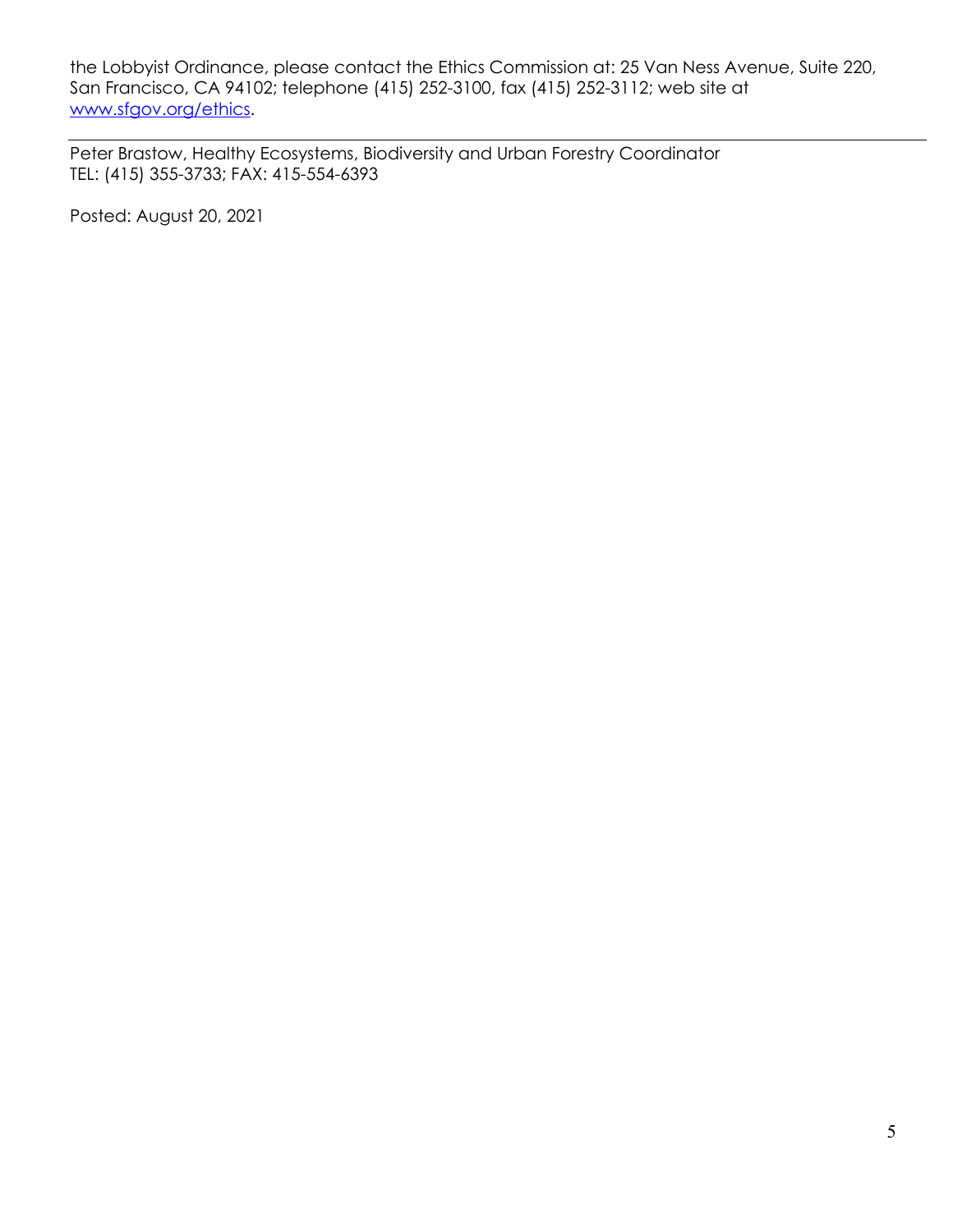the Lobbyist Ordinance, please contact the Ethics Commission at: 25 Van Ness Avenue, Suite 220, San Francisco, CA 94102; telephone (415) 252-3100, fax (415) 252-3112; web site at [www.sfgov.org/ethics](http://www.sfgov.org/ethics).

---

Peter Brastow, Healthy Ecosystems, Biodiversity and Urban Forestry Coordinator
TEL: (415) 355-3733; FAX: 415-554-6393

Posted: August 20, 2021